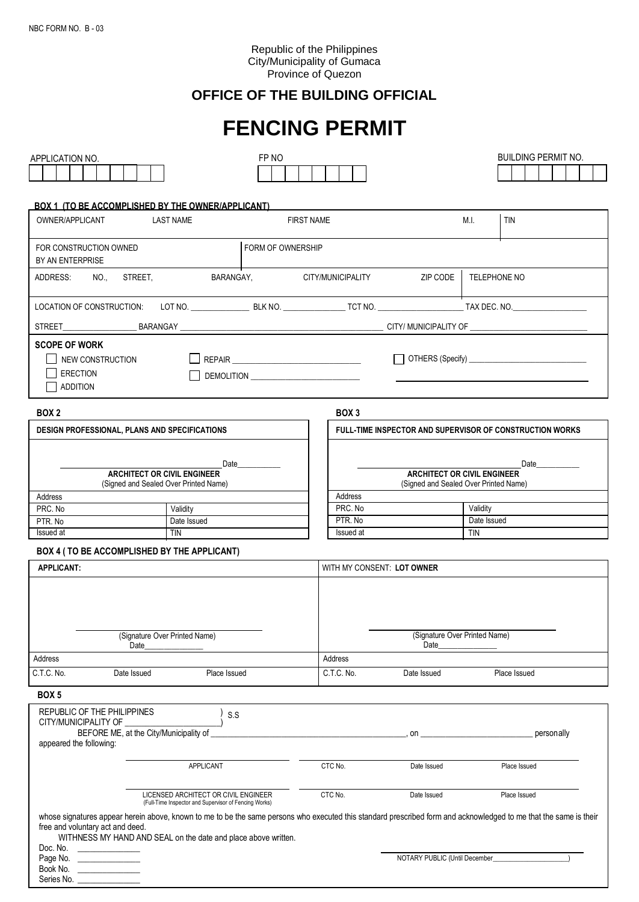NBC FORM NO. B - 03

Republic of the Philippines
City/Municipality of Gumaca
Province of Quezon

## OFFICE OF THE BUILDING OFFICIAL

# FENCING PERMIT

| APPLICATION NO. | FP NO | BUILDING PERMIT NO. |
|---|---|---|
| | | |

**BOX 1 (TO BE ACCOMPLISHED BY THE OWNER/APPLICANT)**

| OWNER/APPLICANT | LAST NAME | FIRST NAME | M.I. | TIN |
|---|---|---|---|---|
| FOR CONSTRUCTION OWNED BY AN ENTERPRISE | FORM OF OWNERSHIP | | | |
| ADDRESS: NO., STREET, | BARANGAY, | CITY/MUNICIPALITY | ZIP CODE | TELEPHONE NO |

LOCATION OF CONSTRUCTION: LOT NO. ______________ BLK NO. ______________ TCT NO. ____________________ TAX DEC. NO.__________________

STREET__________________ BARANGAY ______________________________________________ CITY/ MUNICIPALITY OF __________________________

**SCOPE OF WORK**

- ☐ NEW CONSTRUCTION
- ☐ ERECTION
- ☐ ADDITION
- ☐ REPAIR ______________________________
- ☐ DEMOLITION __________________________
- ☐ OTHERS (Specify) ____________________________

**BOX 2**

**DESIGN PROFESSIONAL, PLANS AND SPECIFICATIONS**

______________________________ Date__________

**ARCHITECT OR CIVIL ENGINEER**
(Signed and Sealed Over Printed Name)

| Address | |
|---|---|
| PRC. No | Validity |
| PTR. No | Date Issued |
| Issued at | TIN |

**BOX 3**

**FULL-TIME INSPECTOR AND SUPERVISOR OF CONSTRUCTION WORKS**

______________________________ Date__________

**ARCHITECT OR CIVIL ENGINEER**
(Signed and Sealed Over Printed Name)

| Address | |
|---|---|
| PRC. No | Validity |
| PTR. No | Date Issued |
| Issued at | TIN |

**BOX 4 ( TO BE ACCOMPLISHED BY THE APPLICANT)**

| APPLICANT: | | | WITH MY CONSENT: LOT OWNER | | |
|---|---|---|---|---|---|
| (Signature Over Printed Name) Date______________ | | | (Signature Over Printed Name) Date______________ | | |
| Address | | | Address | | |
| C.T.C. No. | Date Issued | Place Issued | C.T.C. No. | Date Issued | Place Issued |

**BOX 5**

REPUBLIC OF THE PHILIPPINES ) S.S
CITY/MUNICIPALITY OF ______________________)

BEFORE ME, at the City/Municipality of ____________________________________________, on __________________________ personally appeared the following:

| | | | |
|---|---|---|---|
| APPLICANT | CTC No. | Date Issued | Place Issued |
| LICENSED ARCHITECT OR CIVIL ENGINEER (Full-Time Inspector and Supervisor of Fencing Works) | CTC No. | Date Issued | Place Issued |

whose signatures appear herein above, known to me to be the same persons who executed this standard prescribed form and acknowledged to me that the same is their free and voluntary act and deed.

WITNESS MY HAND AND SEAL on the date and place above written.

Doc. No. ______________
Page No. ______________
Book No. ______________
Series No. ______________

NOTARY PUBLIC (Until December____________________)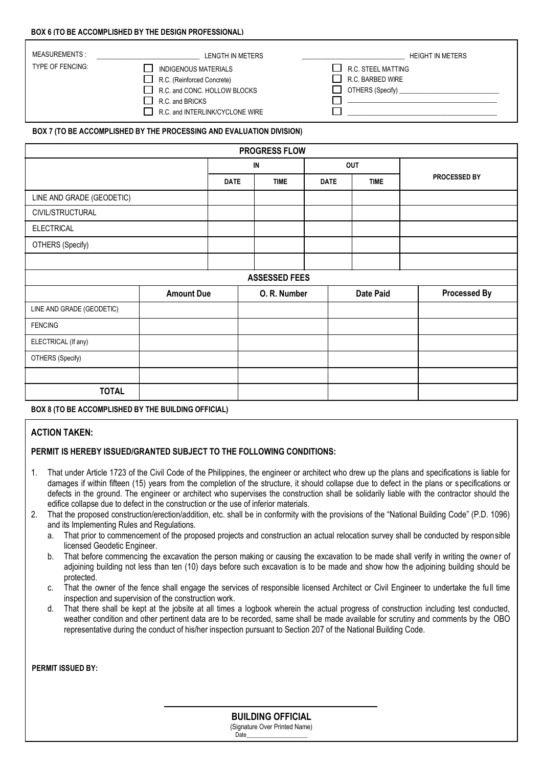**BOX 6 (TO BE ACCOMPLISHED BY THE DESIGN PROFESSIONAL)**

MEASUREMENTS : ____________________ LENGTH IN METERS ____________________ HEIGHT IN METERS

TYPE OF FENCING:

- ☐ INDIGENOUS MATERIALS
- ☐ R.C. (Reinforced Concrete)
- ☐ R.C. and CONC. HOLLOW BLOCKS
- ☐ R.C. and BRICKS
- ☐ R.C. and INTERLINK/CYCLONE WIRE
- ☐ R.C. STEEL MATTING
- ☐ R.C. BARBED WIRE
- ☐ OTHERS (Specify) ____________________
- ☐ ____________________
- ☐ ____________________

**BOX 7 (TO BE ACCOMPLISHED BY THE PROCESSING AND EVALUATION DIVISION)**

**PROGRESS FLOW**

| | IN | | OUT | | PROCESSED BY |
|---|---|---|---|---|---|
| | DATE | TIME | DATE | TIME | |
| LINE AND GRADE (GEODETIC) | | | | | |
| CIVIL/STRUCTURAL | | | | | |
| ELECTRICAL | | | | | |
| OTHERS (Specify) | | | | | |
| | | | | | |

**ASSESSED FEES**

| | Amount Due | O. R. Number | Date Paid | Processed By |
|---|---|---|---|---|
| LINE AND GRADE (GEODETIC) | | | | |
| FENCING | | | | |
| ELECTRICAL (If any) | | | | |
| OTHERS (Specify) | | | | |
| | | | | |
| **TOTAL** | | | | |

**BOX 8 (TO BE ACCOMPLISHED BY THE BUILDING OFFICIAL)**

**ACTION TAKEN:**

**PERMIT IS HEREBY ISSUED/GRANTED SUBJECT TO THE FOLLOWING CONDITIONS:**

1. That under Article 1723 of the Civil Code of the Philippines, the engineer or architect who drew up the plans and specifications is liable for damages if within fifteen (15) years from the completion of the structure, it should collapse due to defect in the plans or specifications or defects in the ground. The engineer or architect who supervises the construction shall be solidarily liable with the contractor should the edifice collapse due to defect in the construction or the use of inferior materials.
2. That the proposed construction/erection/addition, etc. shall be in conformity with the provisions of the "National Building Code" (P.D. 1096) and its Implementing Rules and Regulations.
   a. That prior to commencement of the proposed projects and construction an actual relocation survey shall be conducted by responsible licensed Geodetic Engineer.
   b. That before commencing the excavation the person making or causing the excavation to be made shall verify in writing the owner of adjoining building not less than ten (10) days before such excavation is to be made and show how the adjoining building should be protected.
   c. That the owner of the fence shall engage the services of responsible licensed Architect or Civil Engineer to undertake the full time inspection and supervision of the construction work.
   d. That there shall be kept at the jobsite at all times a logbook wherein the actual progress of construction including test conducted, weather condition and other pertinent data are to be recorded, same shall be made available for scrutiny and comments by the OBO representative during the conduct of his/her inspection pursuant to Section 207 of the National Building Code.

**PERMIT ISSUED BY:**

______________________________

**BUILDING OFFICIAL**

(Signature Over Printed Name)

Date____________________